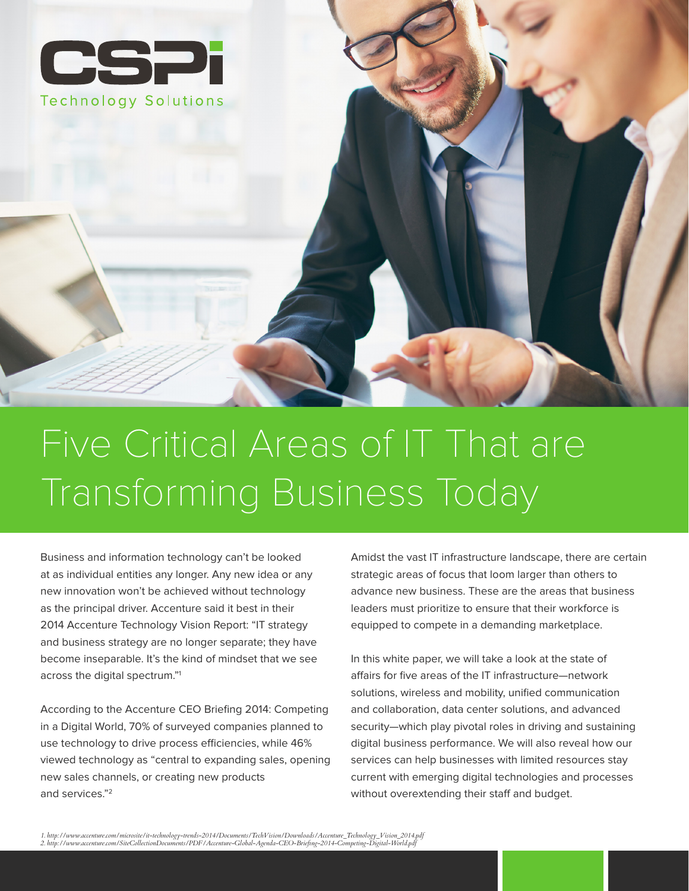CSPi
Technology Solutions

# Five Critical Areas of IT That are Transforming Business Today

Business and information technology can't be looked at as individual entities any longer. Any new idea or any new innovation won't be achieved without technology as the principal driver. Accenture said it best in their 2014 Accenture Technology Vision Report: "IT strategy and business strategy are no longer separate; they have become inseparable. It's the kind of mindset that we see across the digital spectrum."[1]

According to the Accenture CEO Briefing 2014: Competing in a Digital World, 70% of surveyed companies planned to use technology to drive process efficiencies, while 46% viewed technology as "central to expanding sales, opening new sales channels, or creating new products and services."[2]

Amidst the vast IT infrastructure landscape, there are certain strategic areas of focus that loom larger than others to advance new business. These are the areas that business leaders must prioritize to ensure that their workforce is equipped to compete in a demanding marketplace.

In this white paper, we will take a look at the state of affairs for five areas of the IT infrastructure—network solutions, wireless and mobility, unified communication and collaboration, data center solutions, and advanced security—which play pivotal roles in driving and sustaining digital business performance. We will also reveal how our services can help businesses with limited resources stay current with emerging digital technologies and processes without overextending their staff and budget.

*1. http://www.accenture.com/microsite/it-technology-trends-2014/Documents/TechVision/Downloads/Accenture_Technology_Vision_2014.pdf*
*2. http://www.accenture.com/SiteCollectionDocuments/PDF/Accenture-Global-Agenda-CEO-Briefing-2014-Competing-Digital-World.pdf*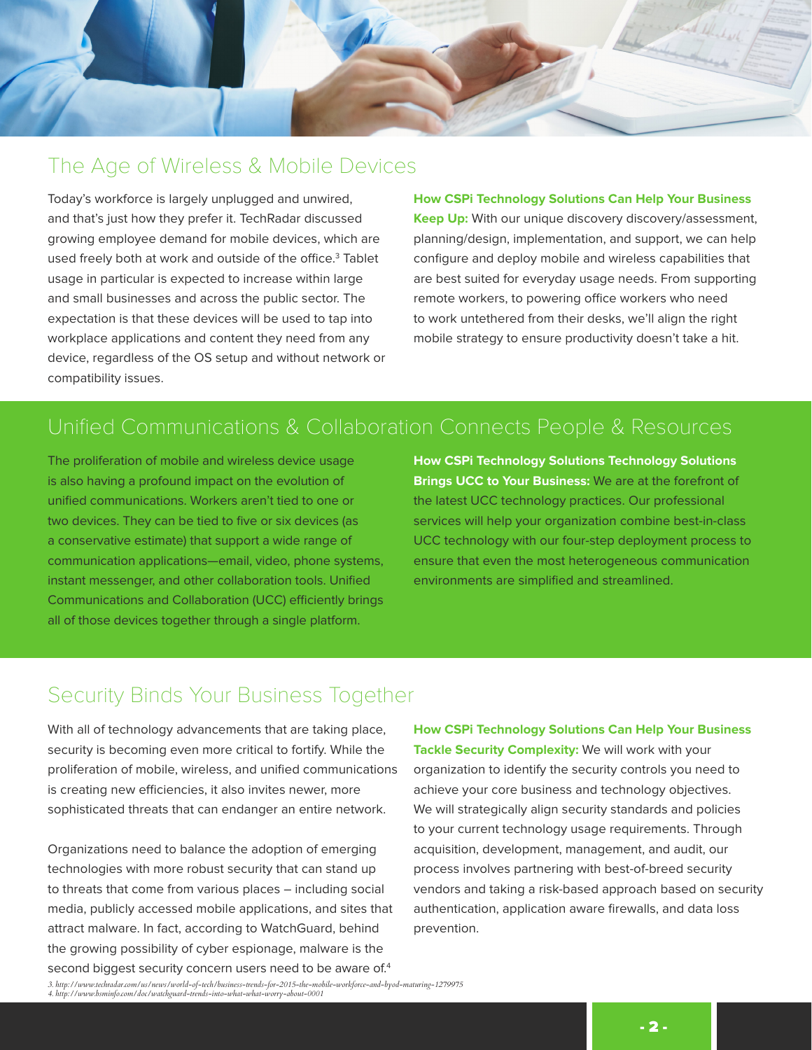## The Age of Wireless & Mobile Devices

Today's workforce is largely unplugged and unwired, and that's just how they prefer it. TechRadar discussed growing employee demand for mobile devices, which are used freely both at work and outside of the office.[3] Tablet usage in particular is expected to increase within large and small businesses and across the public sector. The expectation is that these devices will be used to tap into workplace applications and content they need from any device, regardless of the OS setup and without network or compatibility issues.

**How CSPi Technology Solutions Can Help Your Business Keep Up:** With our unique discovery discovery/assessment, planning/design, implementation, and support, we can help configure and deploy mobile and wireless capabilities that are best suited for everyday usage needs. From supporting remote workers, to powering office workers who need to work untethered from their desks, we'll align the right mobile strategy to ensure productivity doesn't take a hit.

## Unified Communications & Collaboration Connects People & Resources

The proliferation of mobile and wireless device usage is also having a profound impact on the evolution of unified communications. Workers aren't tied to one or two devices. They can be tied to five or six devices (as a conservative estimate) that support a wide range of communication applications—email, video, phone systems, instant messenger, and other collaboration tools. Unified Communications and Collaboration (UCC) efficiently brings all of those devices together through a single platform.

**How CSPi Technology Solutions Technology Solutions Brings UCC to Your Business:** We are at the forefront of the latest UCC technology practices. Our professional services will help your organization combine best-in-class UCC technology with our four-step deployment process to ensure that even the most heterogeneous communication environments are simplified and streamlined.

## Security Binds Your Business Together

With all of technology advancements that are taking place, security is becoming even more critical to fortify. While the proliferation of mobile, wireless, and unified communications is creating new efficiencies, it also invites newer, more sophisticated threats that can endanger an entire network.

Organizations need to balance the adoption of emerging technologies with more robust security that can stand up to threats that come from various places – including social media, publicly accessed mobile applications, and sites that attract malware. In fact, according to WatchGuard, behind the growing possibility of cyber espionage, malware is the second biggest security concern users need to be aware of.[4]

**How CSPi Technology Solutions Can Help Your Business Tackle Security Complexity:** We will work with your organization to identify the security controls you need to achieve your core business and technology objectives. We will strategically align security standards and policies to your current technology usage requirements. Through acquisition, development, management, and audit, our process involves partnering with best-of-breed security vendors and taking a risk-based approach based on security authentication, application aware firewalls, and data loss prevention.

*3. http://www.techradar.com/us/news/world-of-tech/business-trends-for-2015-the-mobile-workforce-and-byod-maturing-1279975*
*4. http://www.bsminfo.com/doc/watchguard-trends-into-what-what-worry-about-0001*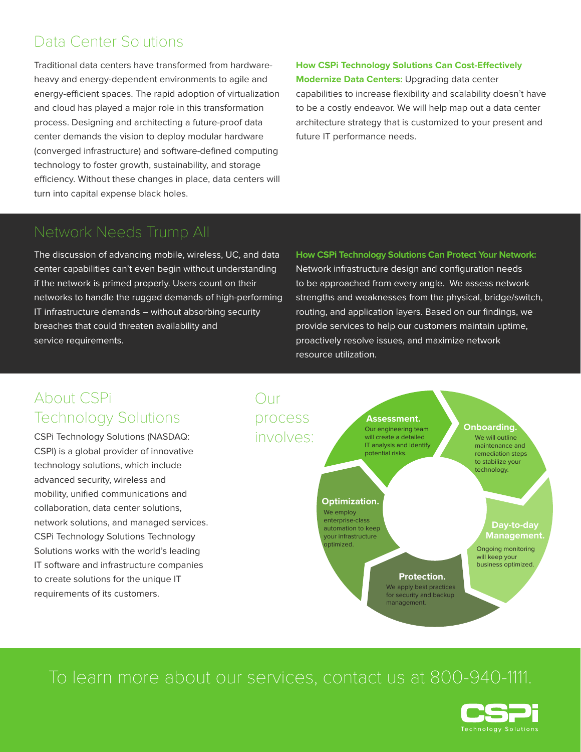## Data Center Solutions

Traditional data centers have transformed from hardware-heavy and energy-dependent environments to agile and energy-efficient spaces. The rapid adoption of virtualization and cloud has played a major role in this transformation process. Designing and architecting a future-proof data center demands the vision to deploy modular hardware (converged infrastructure) and software-defined computing technology to foster growth, sustainability, and storage efficiency. Without these changes in place, data centers will turn into capital expense black holes.

**How CSPi Technology Solutions Can Cost-Effectively Modernize Data Centers:** Upgrading data center capabilities to increase flexibility and scalability doesn't have to be a costly endeavor. We will help map out a data center architecture strategy that is customized to your present and future IT performance needs.

## Network Needs Trump All

The discussion of advancing mobile, wireless, UC, and data center capabilities can't even begin without understanding if the network is primed properly. Users count on their networks to handle the rugged demands of high-performing IT infrastructure demands – without absorbing security breaches that could threaten availability and service requirements.

**How CSPi Technology Solutions Can Protect Your Network:** Network infrastructure design and configuration needs to be approached from every angle. We assess network strengths and weaknesses from the physical, bridge/switch, routing, and application layers. Based on our findings, we provide services to help our customers maintain uptime, proactively resolve issues, and maximize network resource utilization.

## About CSPi Technology Solutions

CSPi Technology Solutions (NASDAQ: CSPI) is a global provider of innovative technology solutions, which include advanced security, wireless and mobility, unified communications and collaboration, data center solutions, network solutions, and managed services. CSPi Technology Solutions Technology Solutions works with the world's leading IT software and infrastructure companies to create solutions for the unique IT requirements of its customers.

## Our process involves:

**Assessment.** Our engineering team will create a detailed IT analysis and identify potential risks.

**Onboarding.** We will outline maintenance and remediation steps to stabilize your technology.

**Day-to-day Management.** Ongoing monitoring will keep your business optimized.

**Protection.** We apply best practices for security and backup management.

**Optimization.** We employ enterprise-class automation to keep your infrastructure optimized.

To learn more about our services, contact us at 800-940-1111.

CSPi Technology Solutions